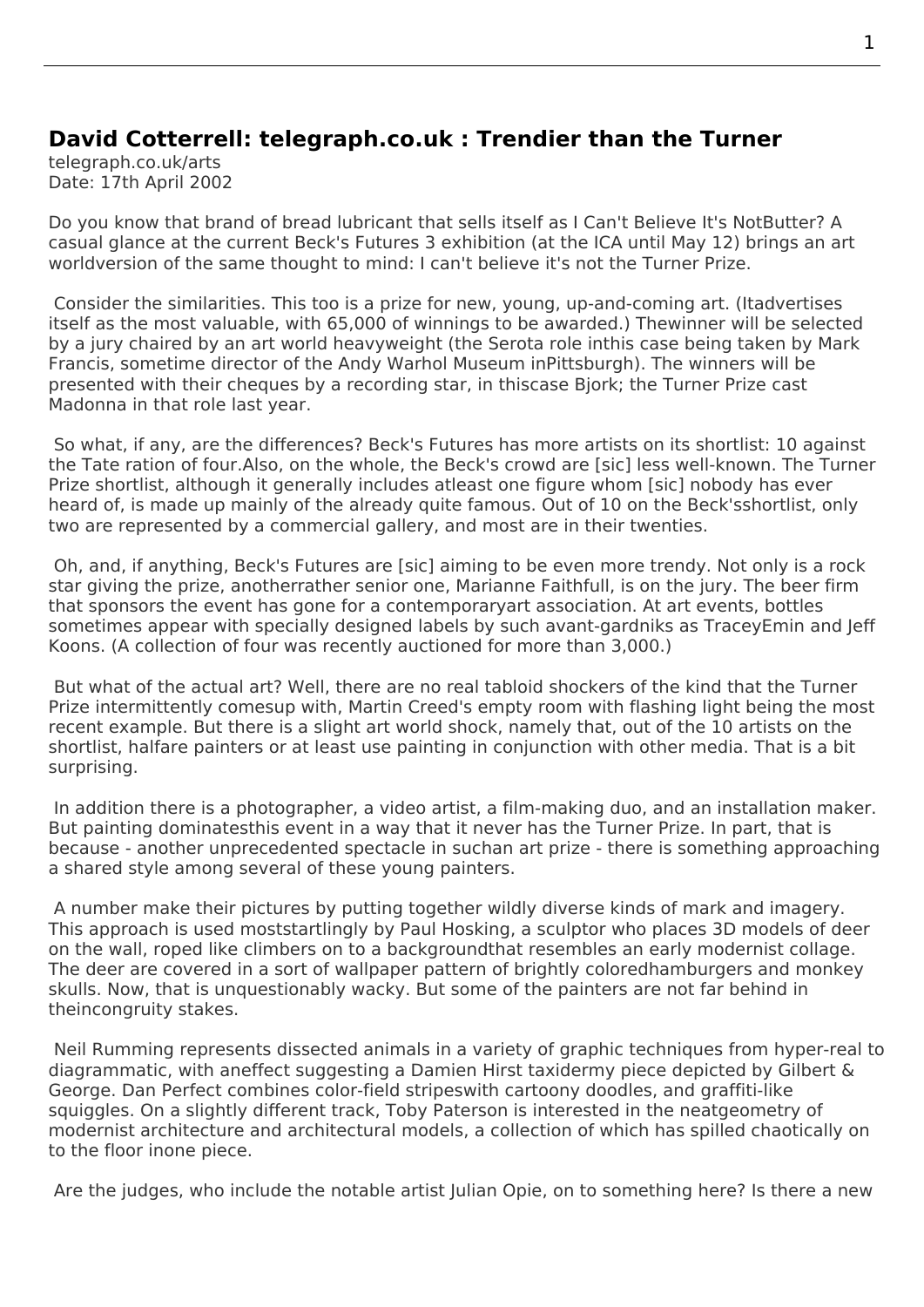## David Cotterrell: telegraph.co.uk : Trendier than the Turner

telegraph.co.uk/arts
Date: 17th April 2002

Do you know that brand of bread lubricant that sells itself as I Can't Believe It's NotButter? A casual glance at the current Beck's Futures 3 exhibition (at the ICA until May 12) brings an art worldversion of the same thought to mind: I can't believe it's not the Turner Prize.

Consider the similarities. This too is a prize for new, young, up-and-coming art. (Itadvertises itself as the most valuable, with 65,000 of winnings to be awarded.) Thewinner will be selected by a jury chaired by an art world heavyweight (the Serota role inthis case being taken by Mark Francis, sometime director of the Andy Warhol Museum inPittsburgh). The winners will be presented with their cheques by a recording star, in thiscase Bjork; the Turner Prize cast Madonna in that role last year.

So what, if any, are the differences? Beck's Futures has more artists on its shortlist: 10 against the Tate ration of four.Also, on the whole, the Beck's crowd are [sic] less well-known. The Turner Prize shortlist, although it generally includes atleast one figure whom [sic] nobody has ever heard of, is made up mainly of the already quite famous. Out of 10 on the Beck'sshortlist, only two are represented by a commercial gallery, and most are in their twenties.

Oh, and, if anything, Beck's Futures are [sic] aiming to be even more trendy. Not only is a rock star giving the prize, anotherrather senior one, Marianne Faithfull, is on the jury. The beer firm that sponsors the event has gone for a contemporaryart association. At art events, bottles sometimes appear with specially designed labels by such avant-gardniks as TraceyEmin and Jeff Koons. (A collection of four was recently auctioned for more than 3,000.)

But what of the actual art? Well, there are no real tabloid shockers of the kind that the Turner Prize intermittently comesup with, Martin Creed's empty room with flashing light being the most recent example. But there is a slight art world shock, namely that, out of the 10 artists on the shortlist, halfare painters or at least use painting in conjunction with other media. That is a bit surprising.

In addition there is a photographer, a video artist, a film-making duo, and an installation maker. But painting dominatesthis event in a way that it never has the Turner Prize. In part, that is because - another unprecedented spectacle in suchan art prize - there is something approaching a shared style among several of these young painters.

A number make their pictures by putting together wildly diverse kinds of mark and imagery. This approach is used moststartlingly by Paul Hosking, a sculptor who places 3D models of deer on the wall, roped like climbers on to a backgroundthat resembles an early modernist collage. The deer are covered in a sort of wallpaper pattern of brightly coloredhamburgers and monkey skulls. Now, that is unquestionably wacky. But some of the painters are not far behind in theincongruity stakes.

Neil Rumming represents dissected animals in a variety of graphic techniques from hyper-real to diagrammatic, with aneffect suggesting a Damien Hirst taxidermy piece depicted by Gilbert & George. Dan Perfect combines color-field stripeswith cartoony doodles, and graffiti-like squiggles. On a slightly different track, Toby Paterson is interested in the neatgeometry of modernist architecture and architectural models, a collection of which has spilled chaotically on to the floor inone piece.

Are the judges, who include the notable artist Julian Opie, on to something here? Is there a new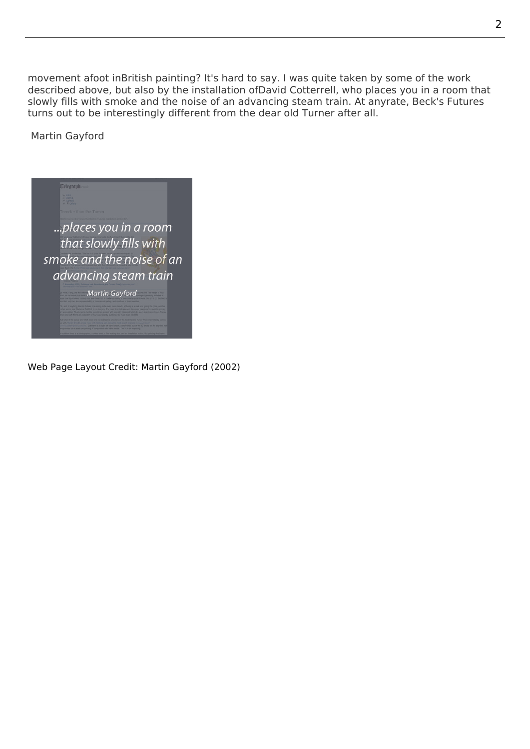movement afoot inBritish painting? It's hard to say. I was quite taken by some of the work described above, but also by the installation ofDavid Cotterrell, who places you in a room that slowly fills with smoke and the noise of an advancing steam train. At anyrate, Beck's Futures turns out to be interestingly different from the dear old Turner after all.

Martin Gayford

...places you in a room that slowly fills with smoke and the noise of an advancing steam train

Martin Gayford

Web Page Layout Credit: Martin Gayford (2002)